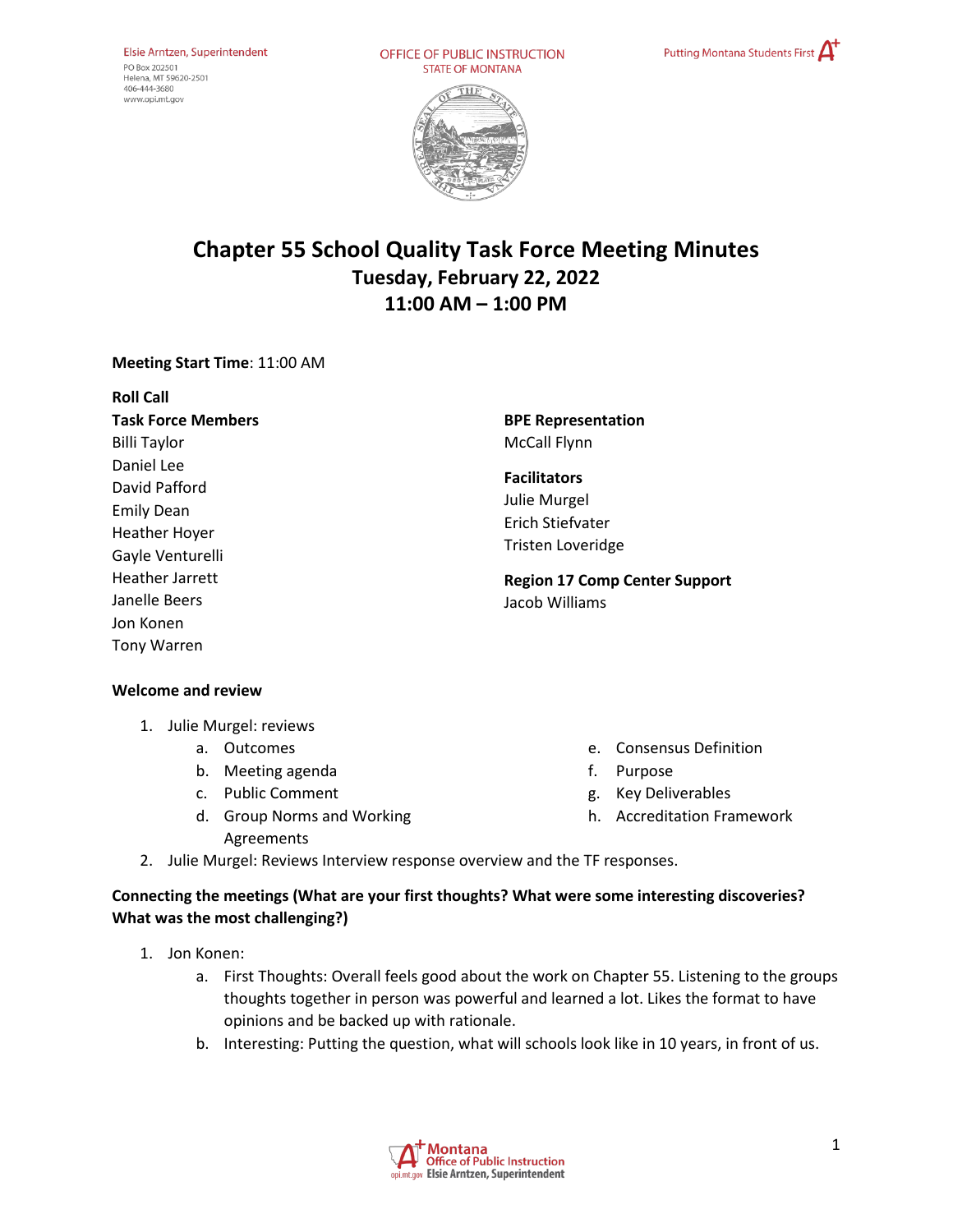Elsie Arntzen, Superintendent
PO Box 202501
Helena, MT 59620-2501
406-444-3680
www.opi.mt.gov

OFFICE OF PUBLIC INSTRUCTION
STATE OF MONTANA

Putting Montana Students First

# Chapter 55 School Quality Task Force Meeting Minutes

## Tuesday, February 22, 2022

## 11:00 AM – 1:00 PM

**Meeting Start Time**: 11:00 AM

**Roll Call**

**Task Force Members**
Billi Taylor
Daniel Lee
David Pafford
Emily Dean
Heather Hoyer
Gayle Venturelli
Heather Jarrett
Janelle Beers
Jon Konen
Tony Warren

**BPE Representation**
McCall Flynn

**Facilitators**
Julie Murgel
Erich Stiefvater
Tristen Loveridge

**Region 17 Comp Center Support**
Jacob Williams

**Welcome and review**

1. Julie Murgel: reviews
    a. Outcomes
    b. Meeting agenda
    c. Public Comment
    d. Group Norms and Working Agreements
    e. Consensus Definition
    f. Purpose
    g. Key Deliverables
    h. Accreditation Framework
2. Julie Murgel: Reviews Interview response overview and the TF responses.

**Connecting the meetings (What are your first thoughts? What were some interesting discoveries? What was the most challenging?)**

1. Jon Konen:
    a. First Thoughts: Overall feels good about the work on Chapter 55. Listening to the groups thoughts together in person was powerful and learned a lot. Likes the format to have opinions and be backed up with rationale.
    b. Interesting: Putting the question, what will schools look like in 10 years, in front of us.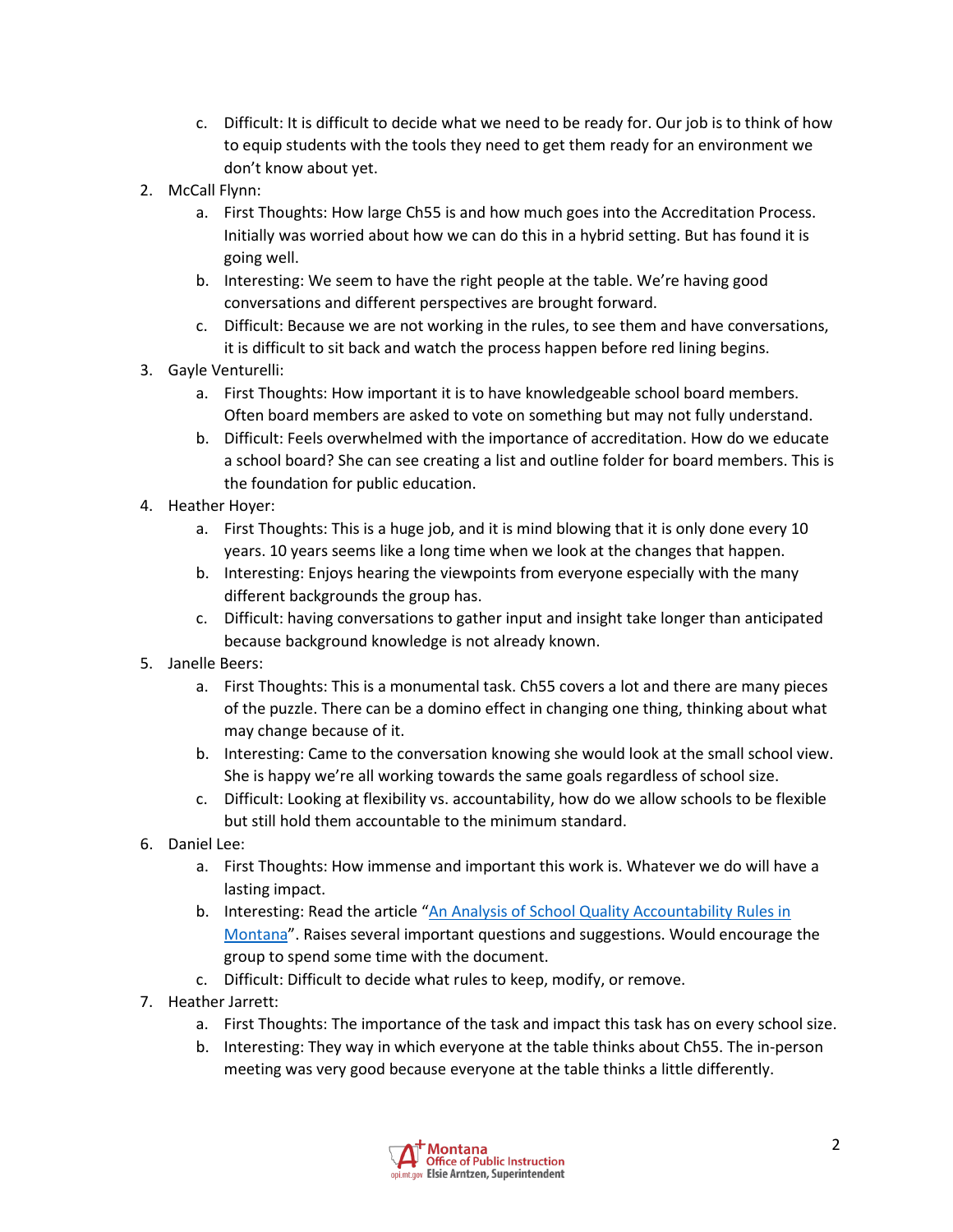c. Difficult: It is difficult to decide what we need to be ready for. Our job is to think of how to equip students with the tools they need to get them ready for an environment we don't know about yet.

2. McCall Flynn:
   a. First Thoughts: How large Ch55 is and how much goes into the Accreditation Process. Initially was worried about how we can do this in a hybrid setting. But has found it is going well.
   b. Interesting: We seem to have the right people at the table. We're having good conversations and different perspectives are brought forward.
   c. Difficult: Because we are not working in the rules, to see them and have conversations, it is difficult to sit back and watch the process happen before red lining begins.
3. Gayle Venturelli:
   a. First Thoughts: How important it is to have knowledgeable school board members. Often board members are asked to vote on something but may not fully understand.
   b. Difficult: Feels overwhelmed with the importance of accreditation. How do we educate a school board? She can see creating a list and outline folder for board members. This is the foundation for public education.
4. Heather Hoyer:
   a. First Thoughts: This is a huge job, and it is mind blowing that it is only done every 10 years. 10 years seems like a long time when we look at the changes that happen.
   b. Interesting: Enjoys hearing the viewpoints from everyone especially with the many different backgrounds the group has.
   c. Difficult: having conversations to gather input and insight take longer than anticipated because background knowledge is not already known.
5. Janelle Beers:
   a. First Thoughts: This is a monumental task. Ch55 covers a lot and there are many pieces of the puzzle. There can be a domino effect in changing one thing, thinking about what may change because of it.
   b. Interesting: Came to the conversation knowing she would look at the small school view. She is happy we're all working towards the same goals regardless of school size.
   c. Difficult: Looking at flexibility vs. accountability, how do we allow schools to be flexible but still hold them accountable to the minimum standard.
6. Daniel Lee:
   a. First Thoughts: How immense and important this work is. Whatever we do will have a lasting impact.
   b. Interesting: Read the article "An Analysis of School Quality Accountability Rules in Montana". Raises several important questions and suggestions. Would encourage the group to spend some time with the document.
   c. Difficult: Difficult to decide what rules to keep, modify, or remove.
7. Heather Jarrett:
   a. First Thoughts: The importance of the task and impact this task has on every school size.
   b. Interesting: They way in which everyone at the table thinks about Ch55. The in-person meeting was very good because everyone at the table thinks a little differently.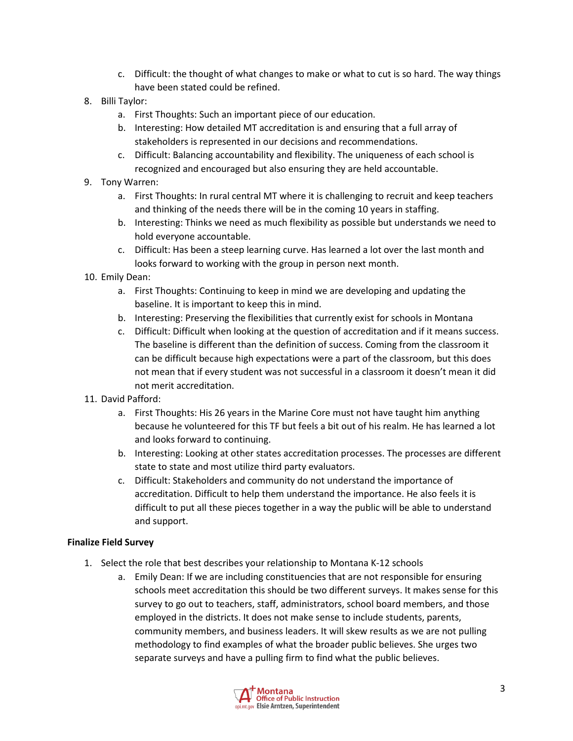c. Difficult: the thought of what changes to make or what to cut is so hard. The way things have been stated could be refined.

8. Billi Taylor:
   a. First Thoughts: Such an important piece of our education.
   b. Interesting: How detailed MT accreditation is and ensuring that a full array of stakeholders is represented in our decisions and recommendations.
   c. Difficult: Balancing accountability and flexibility. The uniqueness of each school is recognized and encouraged but also ensuring they are held accountable.
9. Tony Warren:
   a. First Thoughts: In rural central MT where it is challenging to recruit and keep teachers and thinking of the needs there will be in the coming 10 years in staffing.
   b. Interesting: Thinks we need as much flexibility as possible but understands we need to hold everyone accountable.
   c. Difficult: Has been a steep learning curve. Has learned a lot over the last month and looks forward to working with the group in person next month.
10. Emily Dean:
    a. First Thoughts: Continuing to keep in mind we are developing and updating the baseline. It is important to keep this in mind.
    b. Interesting: Preserving the flexibilities that currently exist for schools in Montana
    c. Difficult: Difficult when looking at the question of accreditation and if it means success. The baseline is different than the definition of success. Coming from the classroom it can be difficult because high expectations were a part of the classroom, but this does not mean that if every student was not successful in a classroom it doesn't mean it did not merit accreditation.
11. David Pafford:
    a. First Thoughts: His 26 years in the Marine Core must not have taught him anything because he volunteered for this TF but feels a bit out of his realm. He has learned a lot and looks forward to continuing.
    b. Interesting: Looking at other states accreditation processes. The processes are different state to state and most utilize third party evaluators.
    c. Difficult: Stakeholders and community do not understand the importance of accreditation. Difficult to help them understand the importance. He also feels it is difficult to put all these pieces together in a way the public will be able to understand and support.

**Finalize Field Survey**

1. Select the role that best describes your relationship to Montana K-12 schools
   a. Emily Dean: If we are including constituencies that are not responsible for ensuring schools meet accreditation this should be two different surveys. It makes sense for this survey to go out to teachers, staff, administrators, school board members, and those employed in the districts. It does not make sense to include students, parents, community members, and business leaders. It will skew results as we are not pulling methodology to find examples of what the broader public believes. She urges two separate surveys and have a pulling firm to find what the public believes.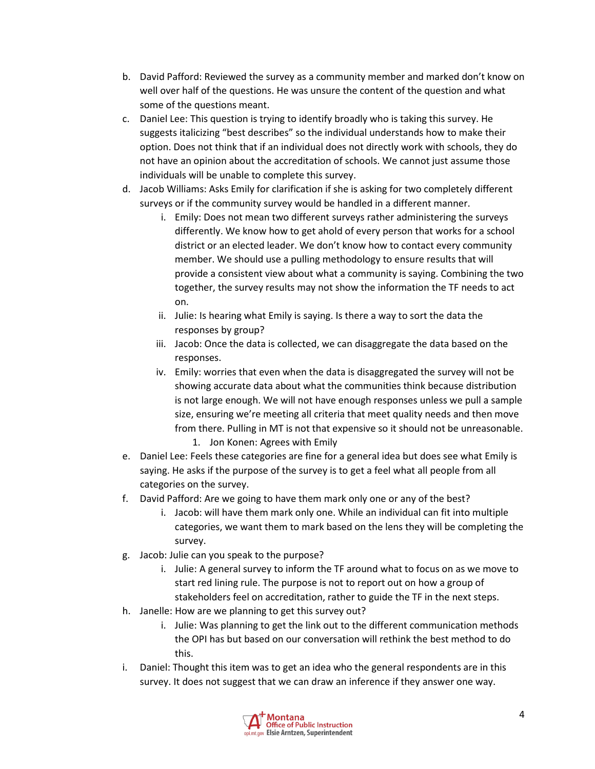b. David Pafford: Reviewed the survey as a community member and marked don't know on well over half of the questions. He was unsure the content of the question and what some of the questions meant.

c. Daniel Lee: This question is trying to identify broadly who is taking this survey. He suggests italicizing "best describes" so the individual understands how to make their option. Does not think that if an individual does not directly work with schools, they do not have an opinion about the accreditation of schools. We cannot just assume those individuals will be unable to complete this survey.

d. Jacob Williams: Asks Emily for clarification if she is asking for two completely different surveys or if the community survey would be handled in a different manner.

   i. Emily: Does not mean two different surveys rather administering the surveys differently. We know how to get ahold of every person that works for a school district or an elected leader. We don't know how to contact every community member. We should use a pulling methodology to ensure results that will provide a consistent view about what a community is saying. Combining the two together, the survey results may not show the information the TF needs to act on.

   ii. Julie: Is hearing what Emily is saying. Is there a way to sort the data the responses by group?

   iii. Jacob: Once the data is collected, we can disaggregate the data based on the responses.

   iv. Emily: worries that even when the data is disaggregated the survey will not be showing accurate data about what the communities think because distribution is not large enough. We will not have enough responses unless we pull a sample size, ensuring we're meeting all criteria that meet quality needs and then move from there. Pulling in MT is not that expensive so it should not be unreasonable.

      1. Jon Konen: Agrees with Emily

e. Daniel Lee: Feels these categories are fine for a general idea but does see what Emily is saying. He asks if the purpose of the survey is to get a feel what all people from all categories on the survey.

f. David Pafford: Are we going to have them mark only one or any of the best?

   i. Jacob: will have them mark only one. While an individual can fit into multiple categories, we want them to mark based on the lens they will be completing the survey.

g. Jacob: Julie can you speak to the purpose?

   i. Julie: A general survey to inform the TF around what to focus on as we move to start red lining rule. The purpose is not to report out on how a group of stakeholders feel on accreditation, rather to guide the TF in the next steps.

h. Janelle: How are we planning to get this survey out?

   i. Julie: Was planning to get the link out to the different communication methods the OPI has but based on our conversation will rethink the best method to do this.

i. Daniel: Thought this item was to get an idea who the general respondents are in this survey. It does not suggest that we can draw an inference if they answer one way.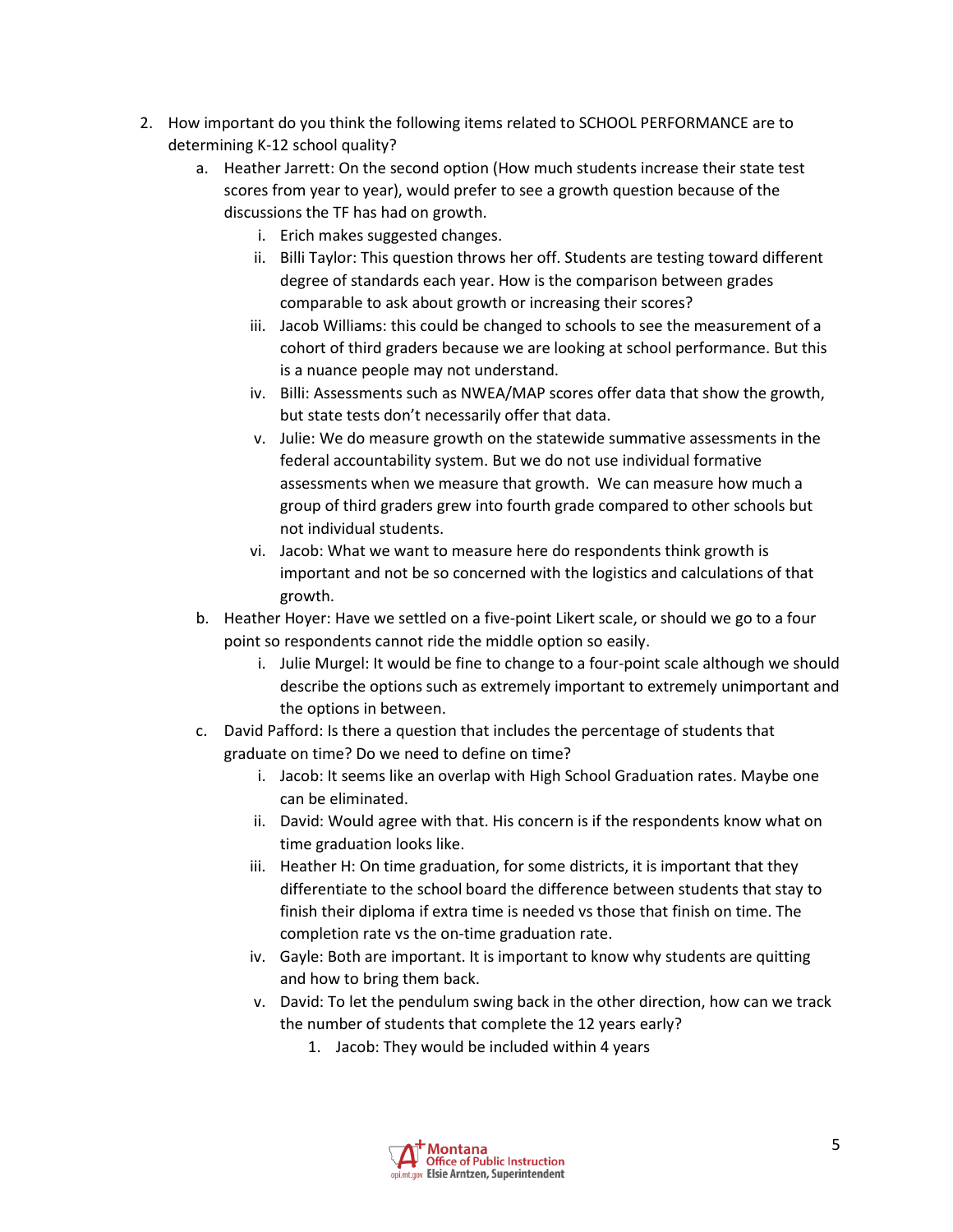2. How important do you think the following items related to SCHOOL PERFORMANCE are to determining K-12 school quality?
   a. Heather Jarrett: On the second option (How much students increase their state test scores from year to year), would prefer to see a growth question because of the discussions the TF has had on growth.
      i. Erich makes suggested changes.
      ii. Billi Taylor: This question throws her off. Students are testing toward different degree of standards each year. How is the comparison between grades comparable to ask about growth or increasing their scores?
      iii. Jacob Williams: this could be changed to schools to see the measurement of a cohort of third graders because we are looking at school performance. But this is a nuance people may not understand.
      iv. Billi: Assessments such as NWEA/MAP scores offer data that show the growth, but state tests don't necessarily offer that data.
      v. Julie: We do measure growth on the statewide summative assessments in the federal accountability system. But we do not use individual formative assessments when we measure that growth. We can measure how much a group of third graders grew into fourth grade compared to other schools but not individual students.
      vi. Jacob: What we want to measure here do respondents think growth is important and not be so concerned with the logistics and calculations of that growth.
   b. Heather Hoyer: Have we settled on a five-point Likert scale, or should we go to a four point so respondents cannot ride the middle option so easily.
      i. Julie Murgel: It would be fine to change to a four-point scale although we should describe the options such as extremely important to extremely unimportant and the options in between.
   c. David Pafford: Is there a question that includes the percentage of students that graduate on time? Do we need to define on time?
      i. Jacob: It seems like an overlap with High School Graduation rates. Maybe one can be eliminated.
      ii. David: Would agree with that. His concern is if the respondents know what on time graduation looks like.
      iii. Heather H: On time graduation, for some districts, it is important that they differentiate to the school board the difference between students that stay to finish their diploma if extra time is needed vs those that finish on time. The completion rate vs the on-time graduation rate.
      iv. Gayle: Both are important. It is important to know why students are quitting and how to bring them back.
      v. David: To let the pendulum swing back in the other direction, how can we track the number of students that complete the 12 years early?
         1. Jacob: They would be included within 4 years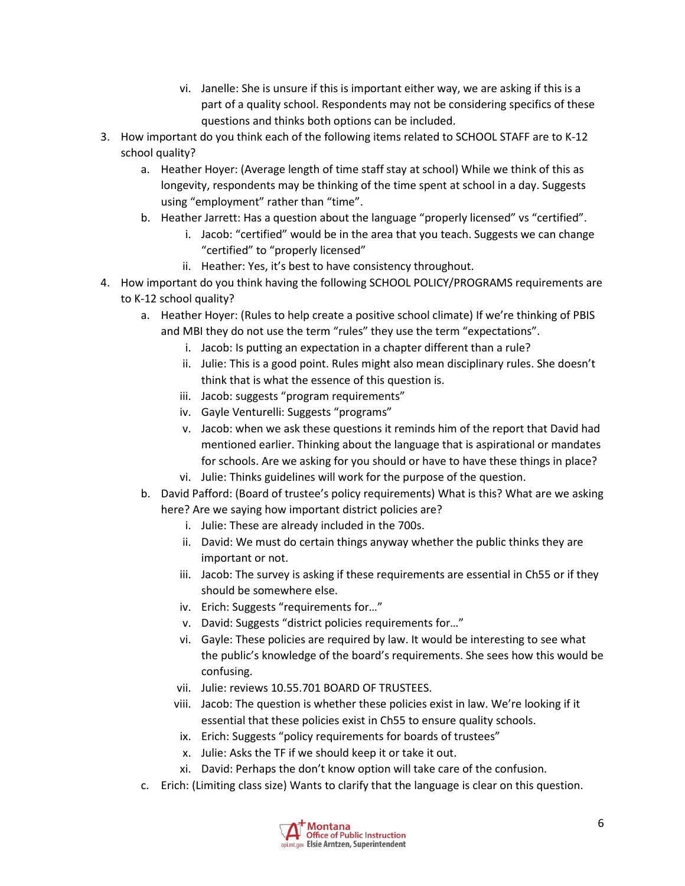vi. Janelle: She is unsure if this is important either way, we are asking if this is a part of a quality school. Respondents may not be considering specifics of these questions and thinks both options can be included.

3. How important do you think each of the following items related to SCHOOL STAFF are to K-12 school quality?
   a. Heather Hoyer: (Average length of time staff stay at school) While we think of this as longevity, respondents may be thinking of the time spent at school in a day. Suggests using "employment" rather than "time".
   b. Heather Jarrett: Has a question about the language "properly licensed" vs "certified".
      i. Jacob: "certified" would be in the area that you teach. Suggests we can change "certified" to "properly licensed"
      ii. Heather: Yes, it's best to have consistency throughout.

4. How important do you think having the following SCHOOL POLICY/PROGRAMS requirements are to K-12 school quality?
   a. Heather Hoyer: (Rules to help create a positive school climate) If we're thinking of PBIS and MBI they do not use the term "rules" they use the term "expectations".
      i. Jacob: Is putting an expectation in a chapter different than a rule?
      ii. Julie: This is a good point. Rules might also mean disciplinary rules. She doesn't think that is what the essence of this question is.
      iii. Jacob: suggests "program requirements"
      iv. Gayle Venturelli: Suggests "programs"
      v. Jacob: when we ask these questions it reminds him of the report that David had mentioned earlier. Thinking about the language that is aspirational or mandates for schools. Are we asking for you should or have to have these things in place?
      vi. Julie: Thinks guidelines will work for the purpose of the question.
   b. David Pafford: (Board of trustee's policy requirements) What is this? What are we asking here? Are we saying how important district policies are?
      i. Julie: These are already included in the 700s.
      ii. David: We must do certain things anyway whether the public thinks they are important or not.
      iii. Jacob: The survey is asking if these requirements are essential in Ch55 or if they should be somewhere else.
      iv. Erich: Suggests "requirements for…"
      v. David: Suggests "district policies requirements for…"
      vi. Gayle: These policies are required by law. It would be interesting to see what the public's knowledge of the board's requirements. She sees how this would be confusing.
      vii. Julie: reviews 10.55.701 BOARD OF TRUSTEES.
      viii. Jacob: The question is whether these policies exist in law. We're looking if it essential that these policies exist in Ch55 to ensure quality schools.
      ix. Erich: Suggests "policy requirements for boards of trustees"
      x. Julie: Asks the TF if we should keep it or take it out.
      xi. David: Perhaps the don't know option will take care of the confusion.
   c. Erich: (Limiting class size) Wants to clarify that the language is clear on this question.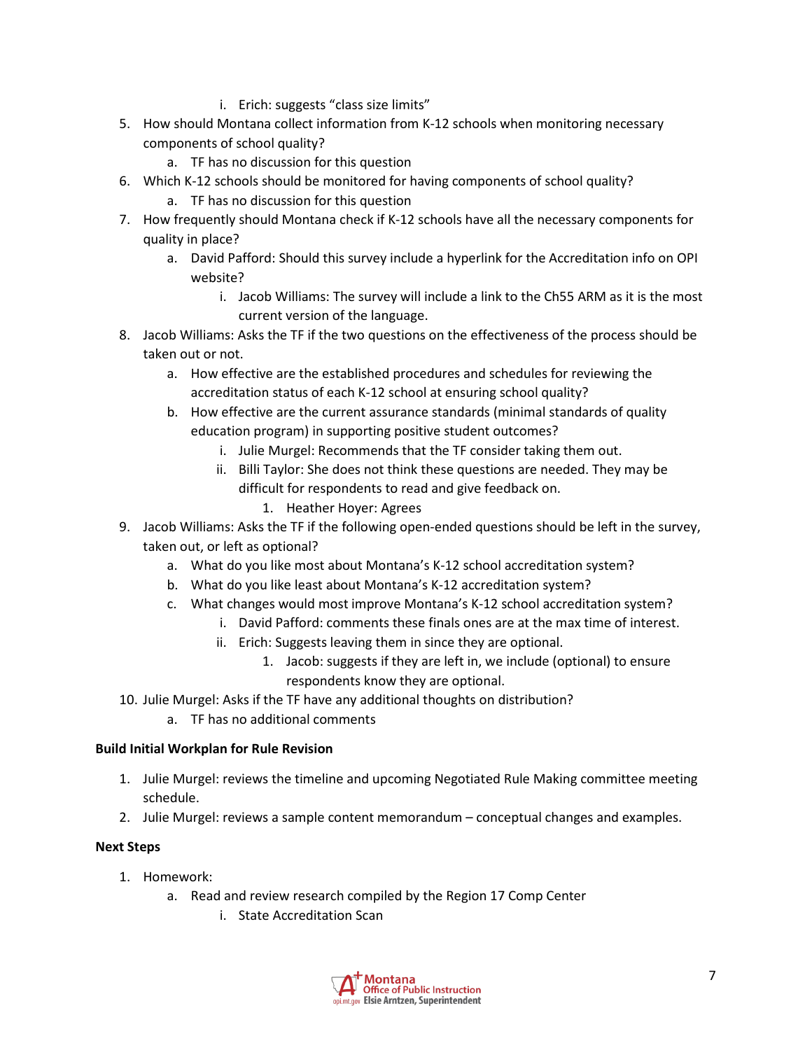i. Erich: suggests "class size limits"

5. How should Montana collect information from K-12 schools when monitoring necessary components of school quality?
    a. TF has no discussion for this question
6. Which K-12 schools should be monitored for having components of school quality?
    a. TF has no discussion for this question
7. How frequently should Montana check if K-12 schools have all the necessary components for quality in place?
    a. David Pafford: Should this survey include a hyperlink for the Accreditation info on OPI website?
        i. Jacob Williams: The survey will include a link to the Ch55 ARM as it is the most current version of the language.
8. Jacob Williams: Asks the TF if the two questions on the effectiveness of the process should be taken out or not.
    a. How effective are the established procedures and schedules for reviewing the accreditation status of each K-12 school at ensuring school quality?
    b. How effective are the current assurance standards (minimal standards of quality education program) in supporting positive student outcomes?
        i. Julie Murgel: Recommends that the TF consider taking them out.
        ii. Billi Taylor: She does not think these questions are needed. They may be difficult for respondents to read and give feedback on.
            1. Heather Hoyer: Agrees
9. Jacob Williams: Asks the TF if the following open-ended questions should be left in the survey, taken out, or left as optional?
    a. What do you like most about Montana's K-12 school accreditation system?
    b. What do you like least about Montana's K-12 accreditation system?
    c. What changes would most improve Montana's K-12 school accreditation system?
        i. David Pafford: comments these finals ones are at the max time of interest.
        ii. Erich: Suggests leaving them in since they are optional.
            1. Jacob: suggests if they are left in, we include (optional) to ensure respondents know they are optional.
10. Julie Murgel: Asks if the TF have any additional thoughts on distribution?
    a. TF has no additional comments

**Build Initial Workplan for Rule Revision**

1. Julie Murgel: reviews the timeline and upcoming Negotiated Rule Making committee meeting schedule.
2. Julie Murgel: reviews a sample content memorandum – conceptual changes and examples.

**Next Steps**

1. Homework:
    a. Read and review research compiled by the Region 17 Comp Center
        i. State Accreditation Scan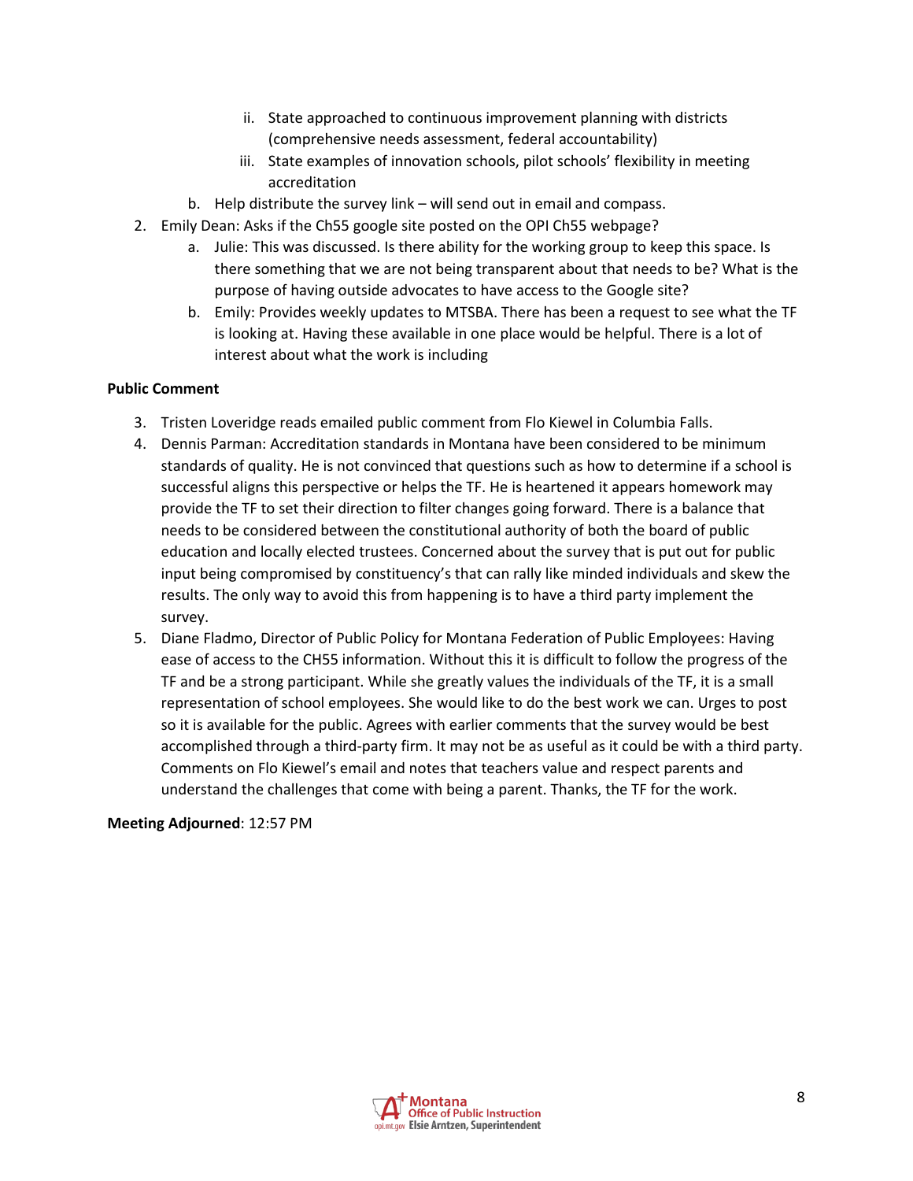ii. State approached to continuous improvement planning with districts (comprehensive needs assessment, federal accountability)
   iii. State examples of innovation schools, pilot schools' flexibility in meeting accreditation
   b. Help distribute the survey link – will send out in email and compass.
2. Emily Dean: Asks if the Ch55 google site posted on the OPI Ch55 webpage?
   a. Julie: This was discussed. Is there ability for the working group to keep this space. Is there something that we are not being transparent about that needs to be? What is the purpose of having outside advocates to have access to the Google site?
   b. Emily: Provides weekly updates to MTSBA. There has been a request to see what the TF is looking at. Having these available in one place would be helpful. There is a lot of interest about what the work is including

**Public Comment**

3. Tristen Loveridge reads emailed public comment from Flo Kiewel in Columbia Falls.
4. Dennis Parman: Accreditation standards in Montana have been considered to be minimum standards of quality. He is not convinced that questions such as how to determine if a school is successful aligns this perspective or helps the TF. He is heartened it appears homework may provide the TF to set their direction to filter changes going forward. There is a balance that needs to be considered between the constitutional authority of both the board of public education and locally elected trustees. Concerned about the survey that is put out for public input being compromised by constituency's that can rally like minded individuals and skew the results. The only way to avoid this from happening is to have a third party implement the survey.
5. Diane Fladmo, Director of Public Policy for Montana Federation of Public Employees: Having ease of access to the CH55 information. Without this it is difficult to follow the progress of the TF and be a strong participant. While she greatly values the individuals of the TF, it is a small representation of school employees. She would like to do the best work we can. Urges to post so it is available for the public. Agrees with earlier comments that the survey would be best accomplished through a third-party firm. It may not be as useful as it could be with a third party. Comments on Flo Kiewel's email and notes that teachers value and respect parents and understand the challenges that come with being a parent. Thanks, the TF for the work.

**Meeting Adjourned**: 12:57 PM